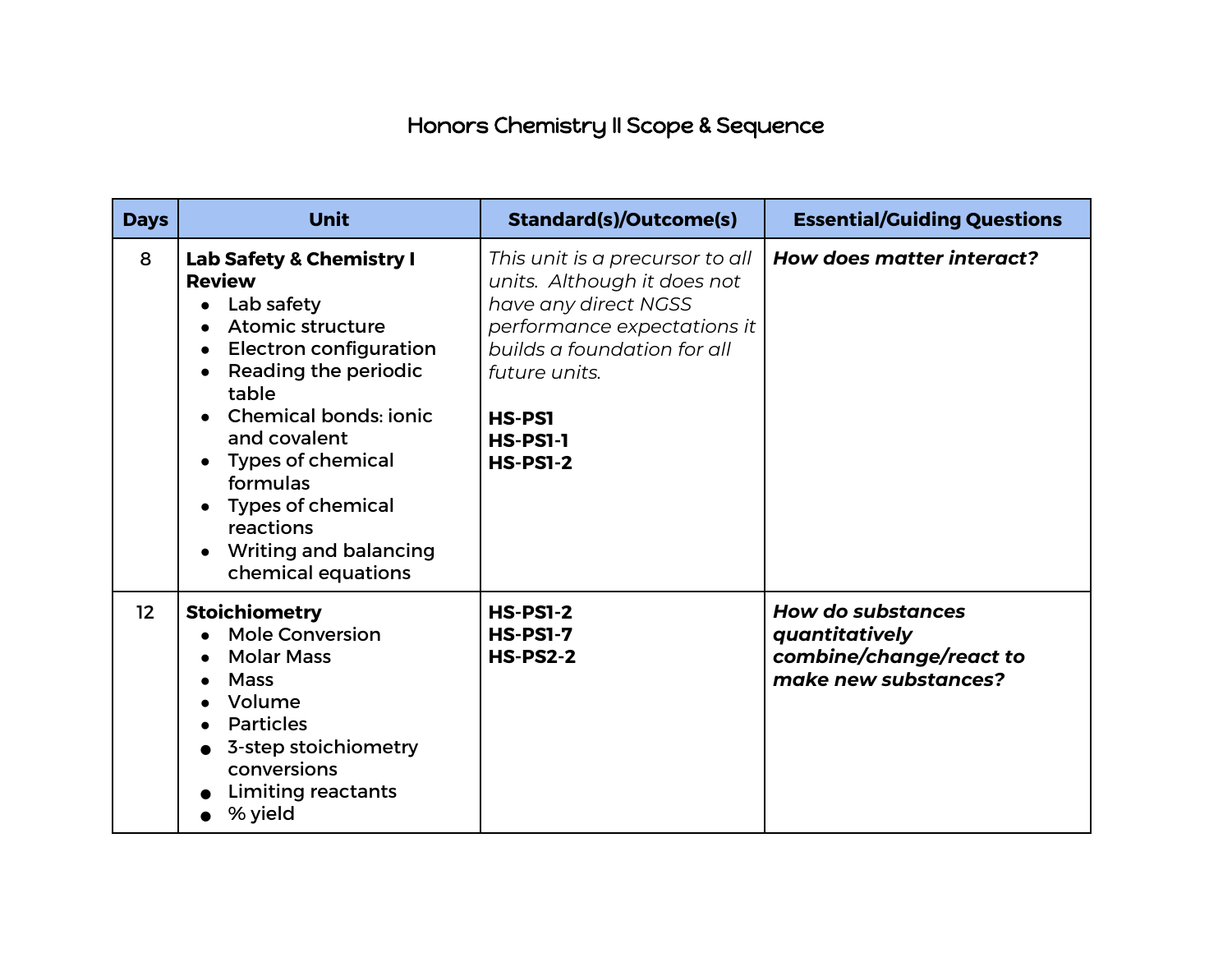# Honors Chemistry II Scope & Sequence

| Days | Unit | Standard(s)/Outcome(s) | Essential/Guiding Questions |
|---|---|---|---|
| 8 | **Lab Safety & Chemistry I Review**<br>• Lab safety<br>• Atomic structure<br>• Electron configuration<br>• Reading the periodic table<br>• Chemical bonds: ionic and covalent<br>• Types of chemical formulas<br>• Types of chemical reactions<br>• Writing and balancing chemical equations | *This unit is a precursor to all units. Although it does not have any direct NGSS performance expectations it builds a foundation for all future units.*<br><br>**HS-PS1**<br>**HS-PS1-1**<br>**HS-PS1-2** | ***How does matter interact?*** |
| 12 | **Stoichiometry**<br>• Mole Conversion<br>• Molar Mass<br>• Mass<br>• Volume<br>• Particles<br>• 3-step stoichiometry conversions<br>• Limiting reactants<br>• % yield | **HS-PS1-2**<br>**HS-PS1-7**<br>**HS-PS2-2** | ***How do substances quantitatively combine/change/react to make new substances?*** |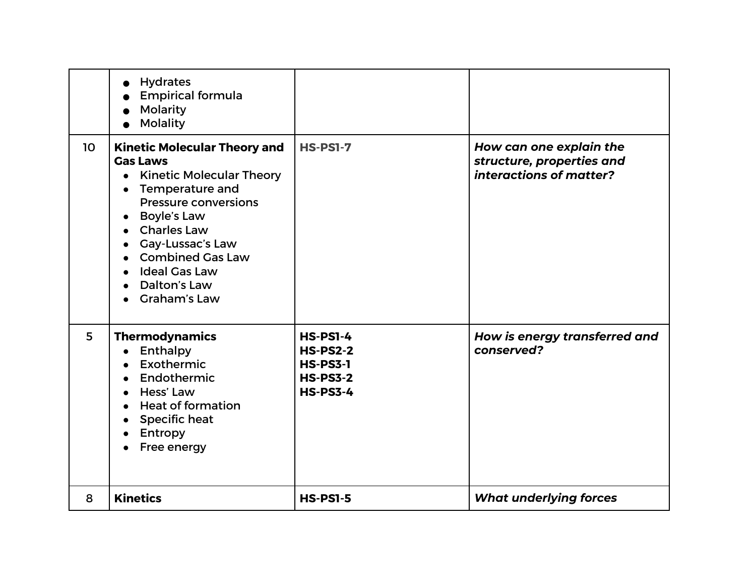| | | | |
|---|---|---|---|
| | • Hydrates<br>• Empirical formula<br>• Molarity<br>• Molality | | |
| 10 | **Kinetic Molecular Theory and Gas Laws**<br>• Kinetic Molecular Theory<br>• Temperature and Pressure conversions<br>• Boyle's Law<br>• Charles Law<br>• Gay-Lussac's Law<br>• Combined Gas Law<br>• Ideal Gas Law<br>• Dalton's Law<br>• Graham's Law | **HS-PS1-7** | ***How can one explain the structure, properties and interactions of matter?*** |
| 5 | **Thermodynamics**<br>• Enthalpy<br>• Exothermic<br>• Endothermic<br>• Hess' Law<br>• Heat of formation<br>• Specific heat<br>• Entropy<br>• Free energy | **HS-PS1-4**<br>**HS-PS2-2**<br>**HS-PS3-1**<br>**HS-PS3-2**<br>**HS-PS3-4** | ***How is energy transferred and conserved?*** |
| 8 | **Kinetics** | **HS-PS1-5** | ***What underlying forces*** |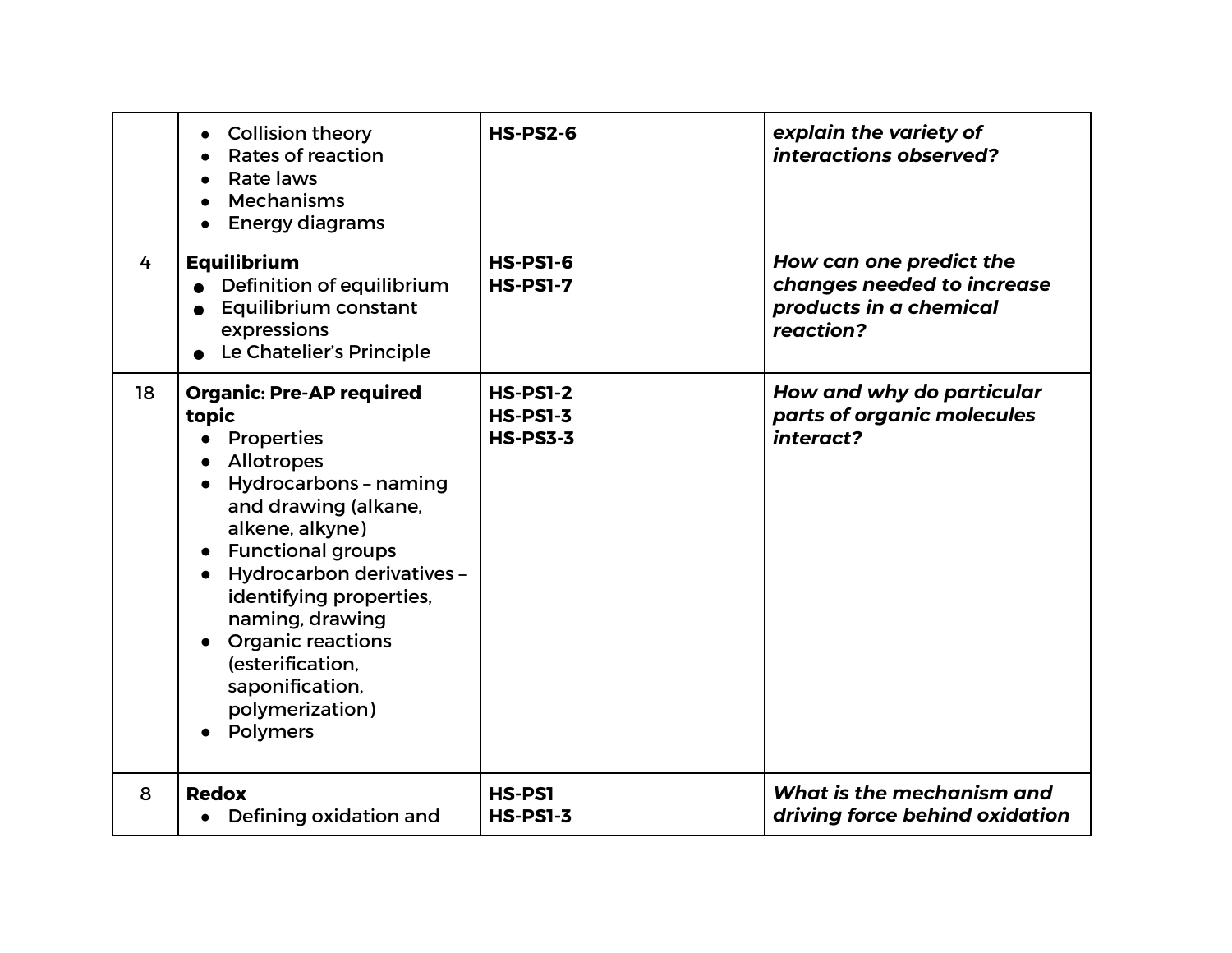| | | | |
|---|---|---|---|
| | <ul><li>Collision theory</li><li>Rates of reaction</li><li>Rate laws</li><li>Mechanisms</li><li>Energy diagrams</li></ul> | **HS-PS2-6** | ***explain the variety of interactions observed?*** |
| 4 | **Equilibrium**<ul><li>Definition of equilibrium</li><li>Equilibrium constant expressions</li><li>Le Chatelier's Principle</li></ul> | **HS-PS1-6**<br>**HS-PS1-7** | ***How can one predict the changes needed to increase products in a chemical reaction?*** |
| 18 | **Organic: Pre-AP required topic**<ul><li>Properties</li><li>Allotropes</li><li>Hydrocarbons – naming and drawing (alkane, alkene, alkyne)</li><li>Functional groups</li><li>Hydrocarbon derivatives – identifying properties, naming, drawing</li><li>Organic reactions (esterification, saponification, polymerization)</li><li>Polymers</li></ul> | **HS-PS1-2**<br>**HS-PS1-3**<br>**HS-PS3-3** | ***How and why do particular parts of organic molecules interact?*** |
| 8 | **Redox**<ul><li>Defining oxidation and</li></ul> | **HS-PS1**<br>**HS-PS1-3** | ***What is the mechanism and driving force behind oxidation*** |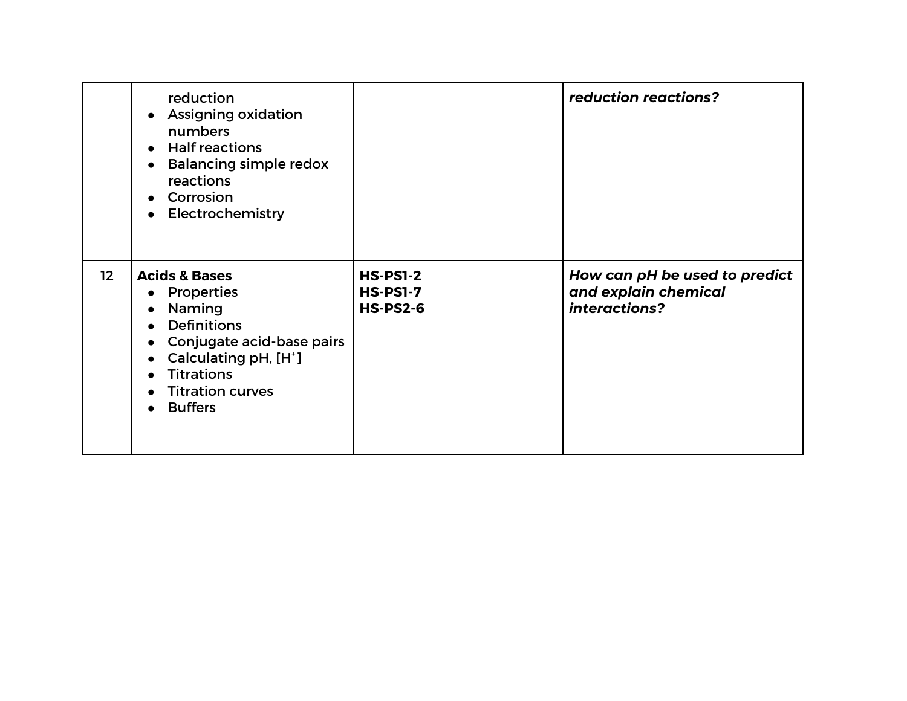| | | | |
|---|---|---|---|
| | reduction<br>• Assigning oxidation numbers<br>• Half reactions<br>• Balancing simple redox reactions<br>• Corrosion<br>• Electrochemistry | | ***reduction reactions?*** |
| 12 | **Acids & Bases**<br>• Properties<br>• Naming<br>• Definitions<br>• Conjugate acid-base pairs<br>• Calculating pH, $[H^+]$<br>• Titrations<br>• Titration curves<br>• Buffers | **HS-PS1-2**<br>**HS-PS1-7**<br>**HS-PS2-6** | ***How can pH be used to predict and explain chemical interactions?*** |